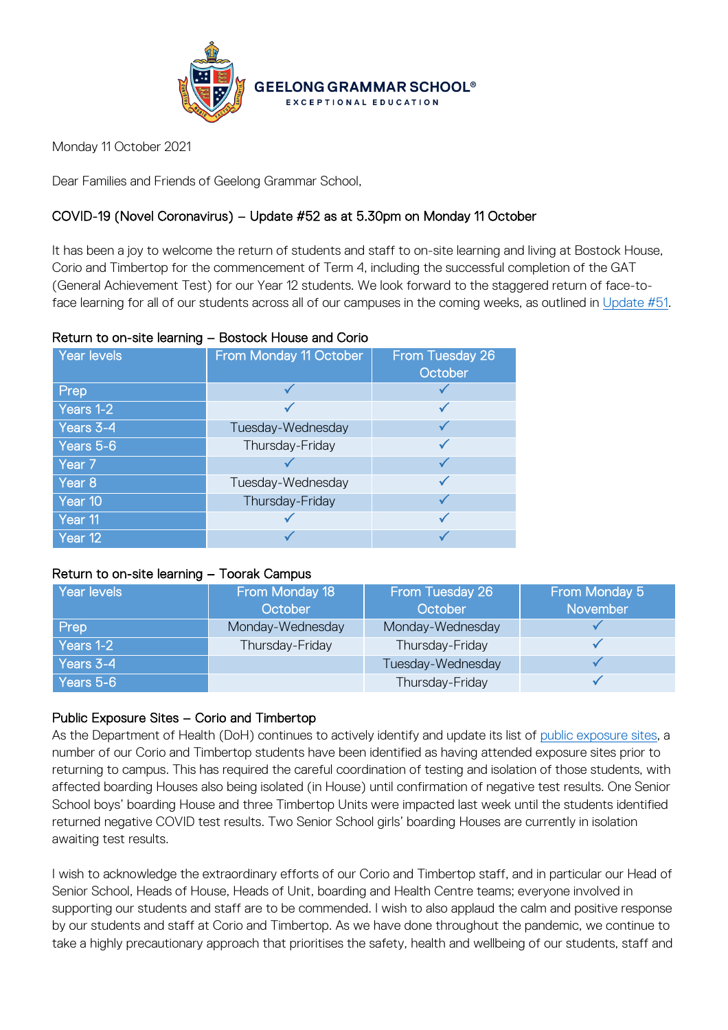GEELONG GRAMMAR SCHOOL®
EXCEPTIONAL EDUCATION

Monday 11 October 2021

Dear Families and Friends of Geelong Grammar School,

## COVID-19 (Novel Coronavirus) – Update #52 as at 5.30pm on Monday 11 October

It has been a joy to welcome the return of students and staff to on-site learning and living at Bostock House, Corio and Timbertop for the commencement of Term 4, including the successful completion of the GAT (General Achievement Test) for our Year 12 students. We look forward to the staggered return of face-to-face learning for all of our students across all of our campuses in the coming weeks, as outlined in Update #51.

### Return to on-site learning – Bostock House and Corio

| Year levels | From Monday 11 October | From Tuesday 26 October |
|---|---|---|
| Prep | ✓ | ✓ |
| Years 1-2 | ✓ | ✓ |
| Years 3-4 | Tuesday-Wednesday | ✓ |
| Years 5-6 | Thursday-Friday | ✓ |
| Year 7 | ✓ | ✓ |
| Year 8 | Tuesday-Wednesday | ✓ |
| Year 10 | Thursday-Friday | ✓ |
| Year 11 | ✓ | ✓ |
| Year 12 | ✓ | ✓ |

### Return to on-site learning – Toorak Campus

| Year levels | From Monday 18 October | From Tuesday 26 October | From Monday 5 November |
|---|---|---|---|
| Prep | Monday-Wednesday | Monday-Wednesday | ✓ |
| Years 1-2 | Thursday-Friday | Thursday-Friday | ✓ |
| Years 3-4 | | Tuesday-Wednesday | ✓ |
| Years 5-6 | | Thursday-Friday | ✓ |

### Public Exposure Sites – Corio and Timbertop

As the Department of Health (DoH) continues to actively identify and update its list of public exposure sites, a number of our Corio and Timbertop students have been identified as having attended exposure sites prior to returning to campus. This has required the careful coordination of testing and isolation of those students, with affected boarding Houses also being isolated (in House) until confirmation of negative test results. One Senior School boys' boarding House and three Timbertop Units were impacted last week until the students identified returned negative COVID test results. Two Senior School girls' boarding Houses are currently in isolation awaiting test results.

I wish to acknowledge the extraordinary efforts of our Corio and Timbertop staff, and in particular our Head of Senior School, Heads of House, Heads of Unit, boarding and Health Centre teams; everyone involved in supporting our students and staff are to be commended. I wish to also applaud the calm and positive response by our students and staff at Corio and Timbertop. As we have done throughout the pandemic, we continue to take a highly precautionary approach that prioritises the safety, health and wellbeing of our students, staff and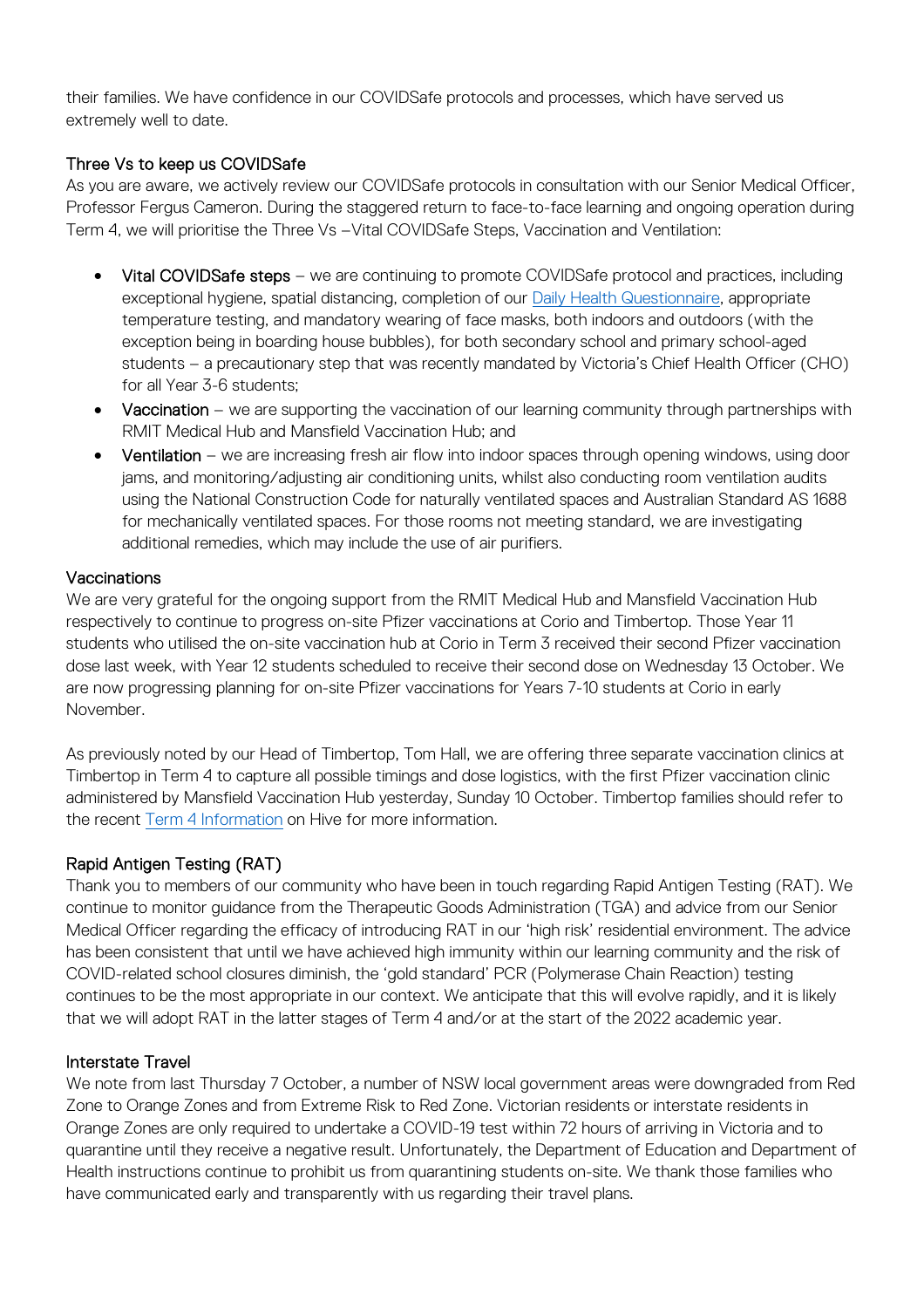their families. We have confidence in our COVIDSafe protocols and processes, which have served us extremely well to date.

### Three Vs to keep us COVIDSafe

As you are aware, we actively review our COVIDSafe protocols in consultation with our Senior Medical Officer, Professor Fergus Cameron. During the staggered return to face-to-face learning and ongoing operation during Term 4, we will prioritise the Three Vs –Vital COVIDSafe Steps, Vaccination and Ventilation:

- Vital COVIDSafe steps – we are continuing to promote COVIDSafe protocol and practices, including exceptional hygiene, spatial distancing, completion of our Daily Health Questionnaire, appropriate temperature testing, and mandatory wearing of face masks, both indoors and outdoors (with the exception being in boarding house bubbles), for both secondary school and primary school-aged students – a precautionary step that was recently mandated by Victoria's Chief Health Officer (CHO) for all Year 3-6 students;
- Vaccination – we are supporting the vaccination of our learning community through partnerships with RMIT Medical Hub and Mansfield Vaccination Hub; and
- Ventilation – we are increasing fresh air flow into indoor spaces through opening windows, using door jams, and monitoring/adjusting air conditioning units, whilst also conducting room ventilation audits using the National Construction Code for naturally ventilated spaces and Australian Standard AS 1688 for mechanically ventilated spaces. For those rooms not meeting standard, we are investigating additional remedies, which may include the use of air purifiers.

### Vaccinations

We are very grateful for the ongoing support from the RMIT Medical Hub and Mansfield Vaccination Hub respectively to continue to progress on-site Pfizer vaccinations at Corio and Timbertop. Those Year 11 students who utilised the on-site vaccination hub at Corio in Term 3 received their second Pfizer vaccination dose last week, with Year 12 students scheduled to receive their second dose on Wednesday 13 October. We are now progressing planning for on-site Pfizer vaccinations for Years 7-10 students at Corio in early November.

As previously noted by our Head of Timbertop, Tom Hall, we are offering three separate vaccination clinics at Timbertop in Term 4 to capture all possible timings and dose logistics, with the first Pfizer vaccination clinic administered by Mansfield Vaccination Hub yesterday, Sunday 10 October. Timbertop families should refer to the recent Term 4 Information on Hive for more information.

### Rapid Antigen Testing (RAT)

Thank you to members of our community who have been in touch regarding Rapid Antigen Testing (RAT). We continue to monitor guidance from the Therapeutic Goods Administration (TGA) and advice from our Senior Medical Officer regarding the efficacy of introducing RAT in our 'high risk' residential environment. The advice has been consistent that until we have achieved high immunity within our learning community and the risk of COVID-related school closures diminish, the 'gold standard' PCR (Polymerase Chain Reaction) testing continues to be the most appropriate in our context. We anticipate that this will evolve rapidly, and it is likely that we will adopt RAT in the latter stages of Term 4 and/or at the start of the 2022 academic year.

### Interstate Travel

We note from last Thursday 7 October, a number of NSW local government areas were downgraded from Red Zone to Orange Zones and from Extreme Risk to Red Zone. Victorian residents or interstate residents in Orange Zones are only required to undertake a COVID-19 test within 72 hours of arriving in Victoria and to quarantine until they receive a negative result. Unfortunately, the Department of Education and Department of Health instructions continue to prohibit us from quarantining students on-site. We thank those families who have communicated early and transparently with us regarding their travel plans.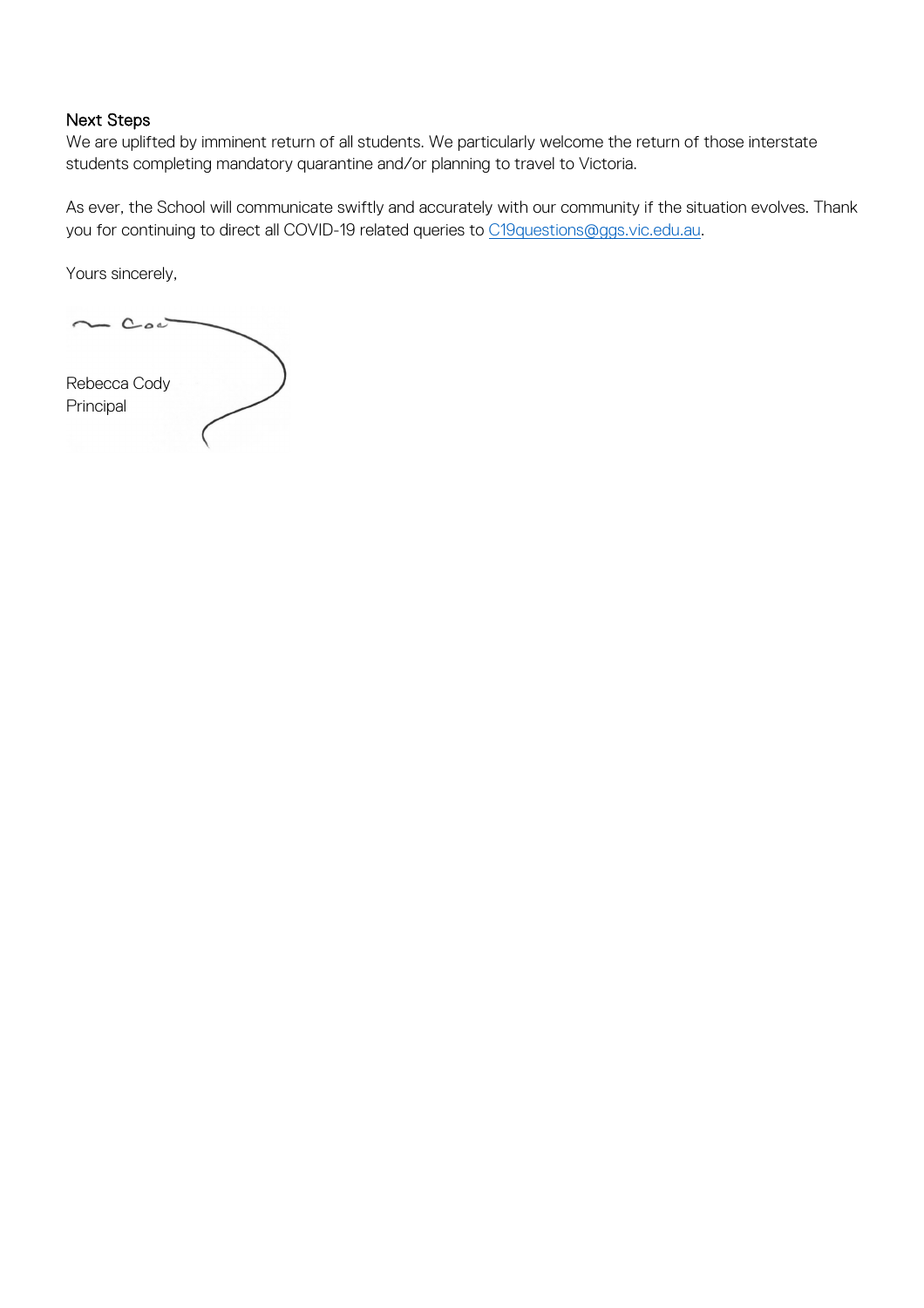## Next Steps

We are uplifted by imminent return of all students. We particularly welcome the return of those interstate students completing mandatory quarantine and/or planning to travel to Victoria.

As ever, the School will communicate swiftly and accurately with our community if the situation evolves. Thank you for continuing to direct all COVID-19 related queries to C19questions@ggs.vic.edu.au.

Yours sincerely,

Rebecca Cody
Principal